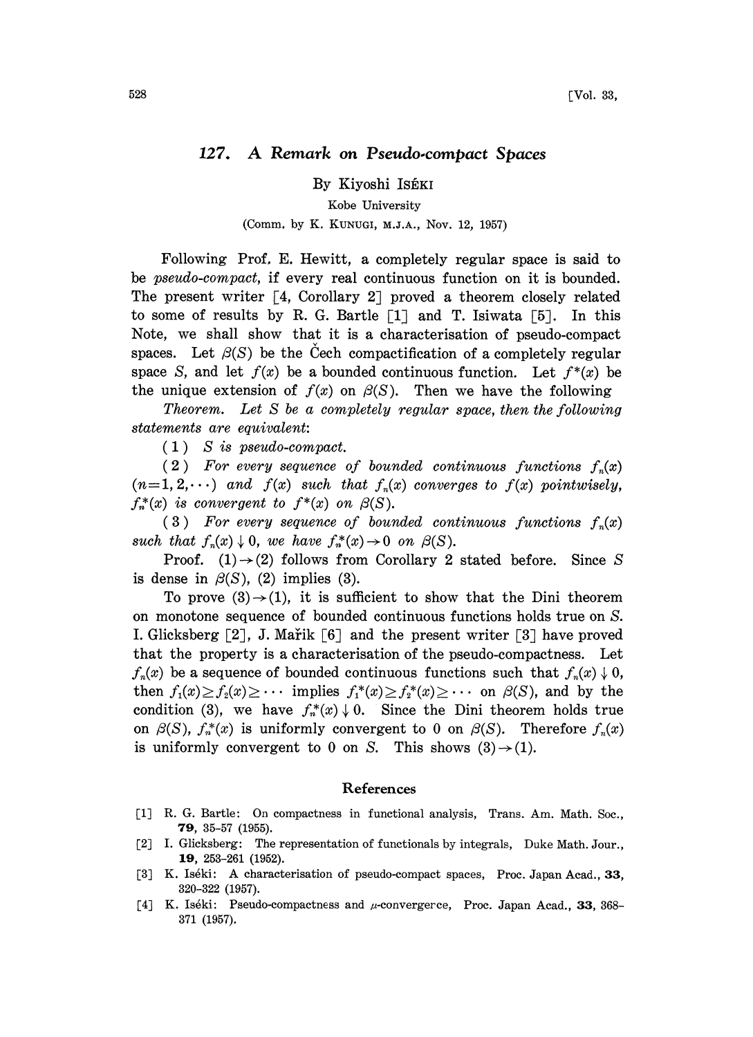# 127. A Remark on Pseudo-compact Spaces

By Kiyoshi ISÉKI

Kobe University

(Comm. by K. KUNUGI, M.J.A., Nov. 12, 1957)

Following Prof. E. Hewitt, a completely regular space is said to be *pseudo-compact*, if every real continuous function on it is bounded. The present writer [4, Corollary 2] proved a theorem closely related to some of results by R. G. Bartle [1] and T. Isiwata [5]. In this Note, we shall show that it is a characterisation of pseudo-compact spaces. Let $\beta(S)$ be the Čech compactification of a completely regular space $S$, and let $f(x)$ be a bounded continuous function. Let $f^*(x)$ be the unique extension of $f(x)$ on $\beta(S)$. Then we have the following

*Theorem. Let $S$ be a completely regular space, then the following statements are equivalent:*

(1) *$S$ is pseudo-compact.*

(2) *For every sequence of bounded continuous functions $f_n(x)$ $(n=1,2,\cdots)$ and $f(x)$ such that $f_n(x)$ converges to $f(x)$ pointwisely, $f_n^*(x)$ is convergent to $f^*(x)$ on $\beta(S)$.*

(3) *For every sequence of bounded continuous functions $f_n(x)$ such that $f_n(x)\downarrow 0$, we have $f_n^*(x)\to 0$ on $\beta(S)$.*

Proof. $(1)\to(2)$ follows from Corollary 2 stated before. Since $S$ is dense in $\beta(S)$, (2) implies (3).

To prove $(3)\to(1)$, it is sufficient to show that the Dini theorem on monotone sequence of bounded continuous functions holds true on $S$. I. Glicksberg [2], J. Mařík [6] and the present writer [3] have proved that the property is a characterisation of the pseudo-compactness. Let $f_n(x)$ be a sequence of bounded continuous functions such that $f_n(x)\downarrow 0$, then $f_1(x)\geq f_2(x)\geq\cdots$ implies $f_1^*(x)\geq f_2^*(x)\geq\cdots$ on $\beta(S)$, and by the condition (3), we have $f_n^*(x)\downarrow 0$. Since the Dini theorem holds true on $\beta(S)$, $f_n^*(x)$ is uniformly convergent to 0 on $\beta(S)$. Therefore $f_n(x)$ is uniformly convergent to 0 on $S$. This shows $(3)\to(1)$.

## References

[1] R. G. Bartle: On compactness in functional analysis, Trans. Am. Math. Soc., **79**, 35-57 (1955).

[2] I. Glicksberg: The representation of functionals by integrals, Duke Math. Jour., **19**, 253-261 (1952).

[3] K. Iséki: A characterisation of pseudo-compact spaces, Proc. Japan Acad., **33**, 320-322 (1957).

[4] K. Iséki: Pseudo-compactness and $\mu$-convergence, Proc. Japan Acad., **33**, 368-371 (1957).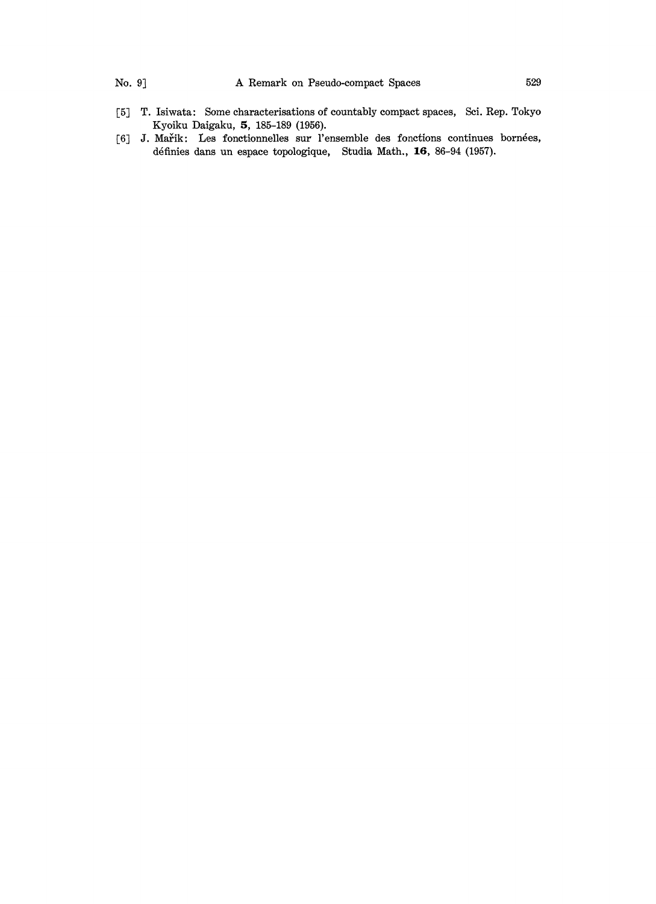[5] T. Isiwata: Some characterisations of countably compact spaces, Sci. Rep. Tokyo Kyoiku Daigaku, **5**, 185–189 (1956).

[6] J. Mařík: Les fonctionnelles sur l'ensemble des fonctions continues bornées, définies dans un espace topologique, Studia Math., **16**, 86–94 (1957).